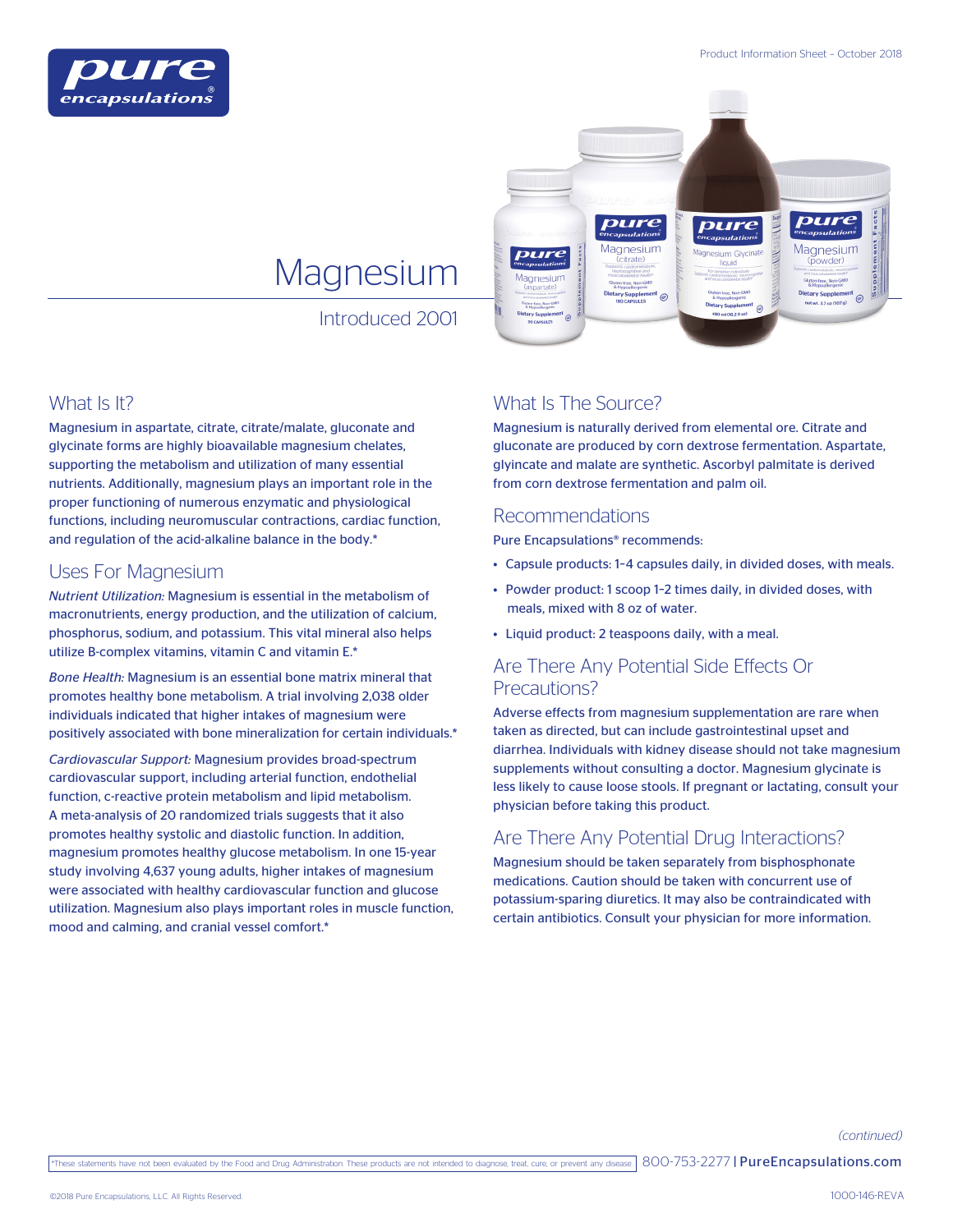Product Information Sheet - October 2018

# Magnesium

Introduced 2001

## What Is It?

Magnesium in aspartate, citrate, citrate/malate, gluconate and glycinate forms are highly bioavailable magnesium chelates, supporting the metabolism and utilization of many essential nutrients. Additionally, magnesium plays an important role in the proper functioning of numerous enzymatic and physiological functions, including neuromuscular contractions, cardiac function, and regulation of the acid-alkaline balance in the body.*

## Uses For Magnesium

*Nutrient Utilization:* Magnesium is essential in the metabolism of macronutrients, energy production, and the utilization of calcium, phosphorus, sodium, and potassium. This vital mineral also helps utilize B-complex vitamins, vitamin C and vitamin E.*

*Bone Health:* Magnesium is an essential bone matrix mineral that promotes healthy bone metabolism. A trial involving 2,038 older individuals indicated that higher intakes of magnesium were positively associated with bone mineralization for certain individuals.*

*Cardiovascular Support:* Magnesium provides broad-spectrum cardiovascular support, including arterial function, endothelial function, c-reactive protein metabolism and lipid metabolism. A meta-analysis of 20 randomized trials suggests that it also promotes healthy systolic and diastolic function. In addition, magnesium promotes healthy glucose metabolism. In one 15-year study involving 4,637 young adults, higher intakes of magnesium were associated with healthy cardiovascular function and glucose utilization. Magnesium also plays important roles in muscle function, mood and calming, and cranial vessel comfort.*

## What Is The Source?

Magnesium is naturally derived from elemental ore. Citrate and gluconate are produced by corn dextrose fermentation. Aspartate, glyicnate and malate are synthetic. Ascorbyl palmitate is derived from corn dextrose fermentation and palm oil.

## Recommendations

Pure Encapsulations® recommends:

- Capsule products: 1–4 capsules daily, in divided doses, with meals.
- Powder product: 1 scoop 1–2 times daily, in divided doses, with meals, mixed with 8 oz of water.
- Liquid product: 2 teaspoons daily, with a meal.

## Are There Any Potential Side Effects Or Precautions?

Adverse effects from magnesium supplementation are rare when taken as directed, but can include gastrointestinal upset and diarrhea. Individuals with kidney disease should not take magnesium supplements without consulting a doctor. Magnesium glycinate is less likely to cause loose stools. If pregnant or lactating, consult your physician before taking this product.

## Are There Any Potential Drug Interactions?

Magnesium should be taken separately from bisphosphonate medications. Caution should be taken with concurrent use of potassium-sparing diuretics. It may also be contraindicated with certain antibiotics. Consult your physician for more information.

*(continued)*

*These statements have not been evaluated by the Food and Drug Administration. These products are not intended to diagnose, treat, cure, or prevent any disease.

800-753-2277 | PureEncapsulations.com

©2018 Pure Encapsulations, LLC. All Rights Reserved.

1000-146-REVA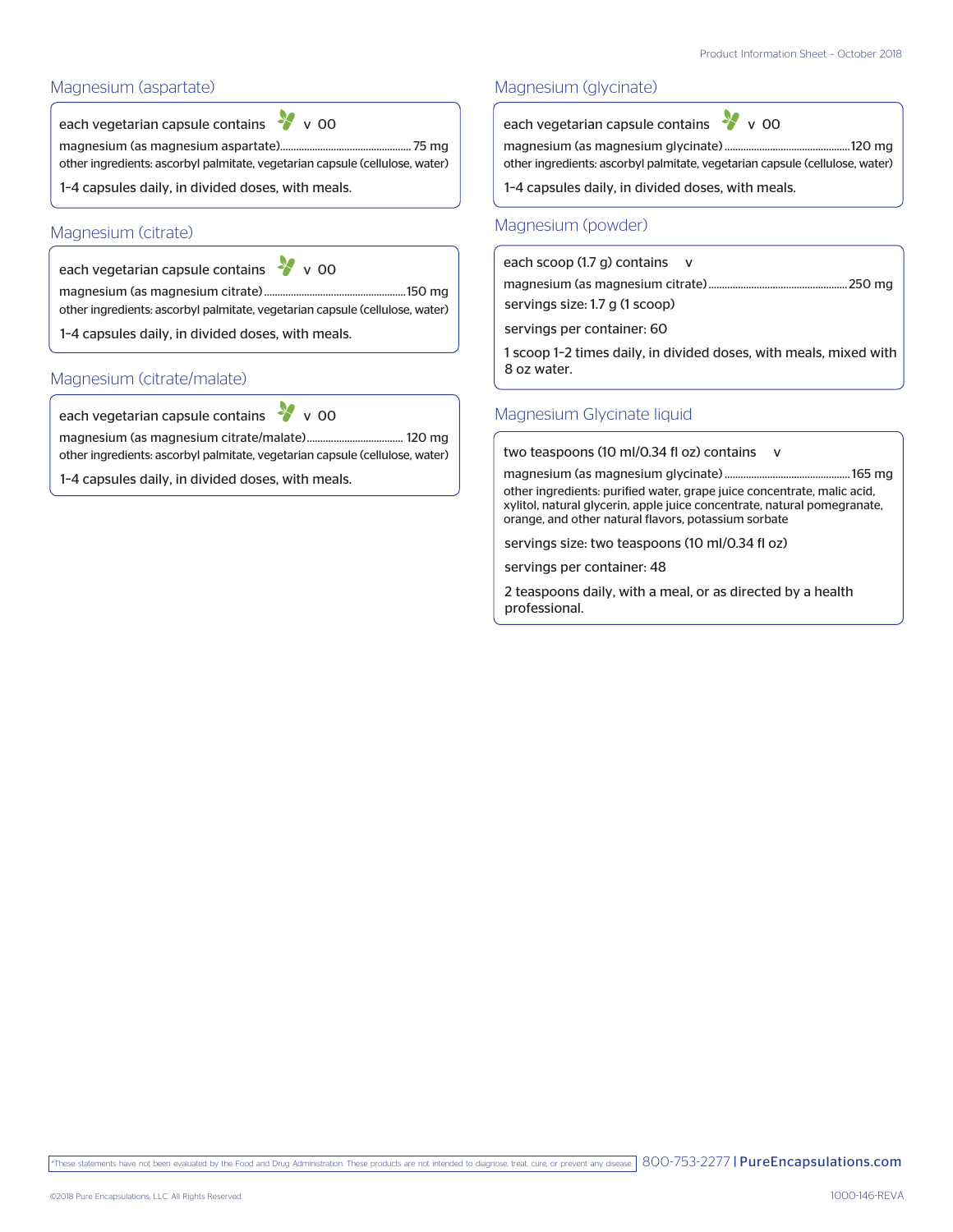## Magnesium (aspartate)

each vegetarian capsule contains v 00

magnesium (as magnesium aspartate)................................................ 75 mg

other ingredients: ascorbyl palmitate, vegetarian capsule (cellulose, water)

1-4 capsules daily, in divided doses, with meals.

## Magnesium (citrate)

each vegetarian capsule contains v 00

magnesium (as magnesium citrate)................................................150 mg

other ingredients: ascorbyl palmitate, vegetarian capsule (cellulose, water)

1-4 capsules daily, in divided doses, with meals.

## Magnesium (citrate/malate)

each vegetarian capsule contains v 00

magnesium (as magnesium citrate/malate)................................... 120 mg

other ingredients: ascorbyl palmitate, vegetarian capsule (cellulose, water)

1-4 capsules daily, in divided doses, with meals.

## Magnesium (glycinate)

each vegetarian capsule contains v 00

magnesium (as magnesium glycinate)..............................................120 mg

other ingredients: ascorbyl palmitate, vegetarian capsule (cellulose, water)

1-4 capsules daily, in divided doses, with meals.

## Magnesium (powder)

each scoop (1.7 g) contains v

magnesium (as magnesium citrate)................................................250 mg

servings size: 1.7 g (1 scoop)

servings per container: 60

1 scoop 1-2 times daily, in divided doses, with meals, mixed with 8 oz water.

## Magnesium Glycinate liquid

two teaspoons (10 ml/0.34 fl oz) contains v

magnesium (as magnesium glycinate)..............................................165 mg

other ingredients: purified water, grape juice concentrate, malic acid, xylitol, natural glycerin, apple juice concentrate, natural pomegranate, orange, and other natural flavors, potassium sorbate

servings size: two teaspoons (10 ml/0.34 fl oz)

servings per container: 48

2 teaspoons daily, with a meal, or as directed by a health professional.

*These statements have not been evaluated by the Food and Drug Administration. These products are not intended to diagnose, treat, cure, or prevent any disease.

800-753-2277 | PureEncapsulations.com

©2018 Pure Encapsulations, LLC. All Rights Reserved.

1000-146-REVA